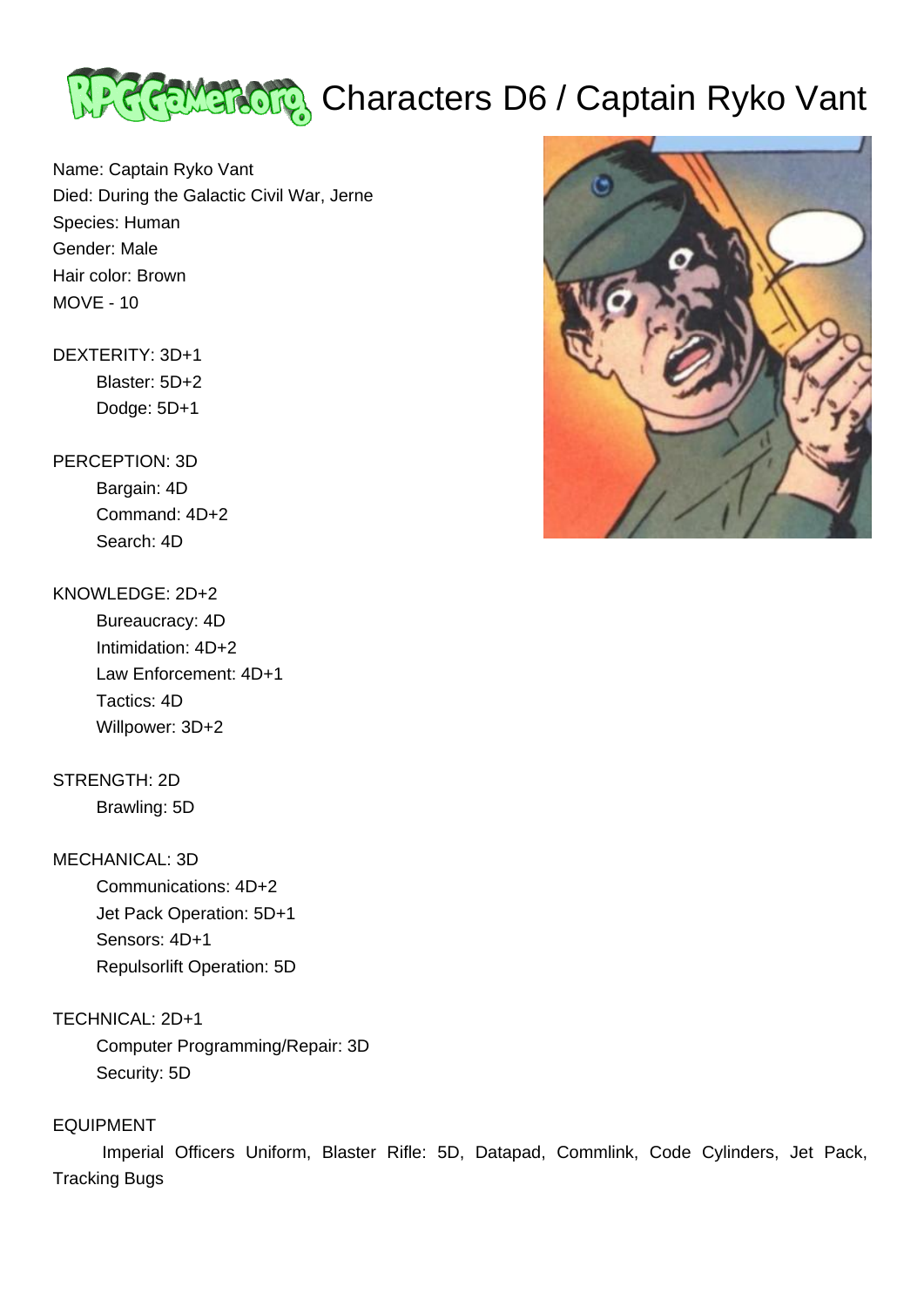# Characters D6 / Captain Ryko Vant

Name: Captain Ryko Vant
Died: During the Galactic Civil War, Jerne
Species: Human
Gender: Male
Hair color: Brown
MOVE - 10

DEXTERITY: 3D+1
- Blaster: 5D+2
- Dodge: 5D+1

PERCEPTION: 3D
- Bargain: 4D
- Command: 4D+2
- Search: 4D

KNOWLEDGE: 2D+2
- Bureaucracy: 4D
- Intimidation: 4D+2
- Law Enforcement: 4D+1
- Tactics: 4D
- Willpower: 3D+2

STRENGTH: 2D
- Brawling: 5D

MECHANICAL: 3D
- Communications: 4D+2
- Jet Pack Operation: 5D+1
- Sensors: 4D+1
- Repulsorlift Operation: 5D

TECHNICAL: 2D+1
- Computer Programming/Repair: 3D
- Security: 5D

EQUIPMENT
Imperial Officers Uniform, Blaster Rifle: 5D, Datapad, Commlink, Code Cylinders, Jet Pack, Tracking Bugs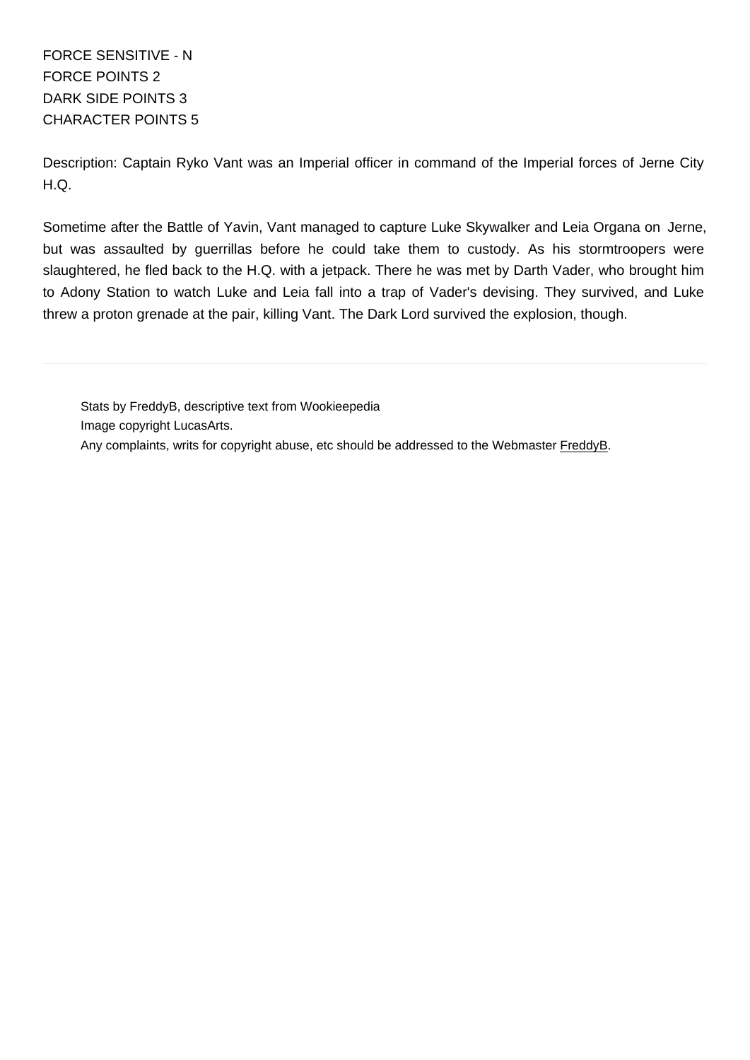FORCE SENSITIVE - N
FORCE POINTS 2
DARK SIDE POINTS 3
CHARACTER POINTS 5

Description: Captain Ryko Vant was an Imperial officer in command of the Imperial forces of Jerne City H.Q.

Sometime after the Battle of Yavin, Vant managed to capture Luke Skywalker and Leia Organa on Jerne, but was assaulted by guerrillas before he could take them to custody. As his stormtroopers were slaughtered, he fled back to the H.Q. with a jetpack. There he was met by Darth Vader, who brought him to Adony Station to watch Luke and Leia fall into a trap of Vader's devising. They survived, and Luke threw a proton grenade at the pair, killing Vant. The Dark Lord survived the explosion, though.

---

Stats by FreddyB, descriptive text from Wookieepedia
Image copyright LucasArts.
Any complaints, writs for copyright abuse, etc should be addressed to the Webmaster FreddyB.